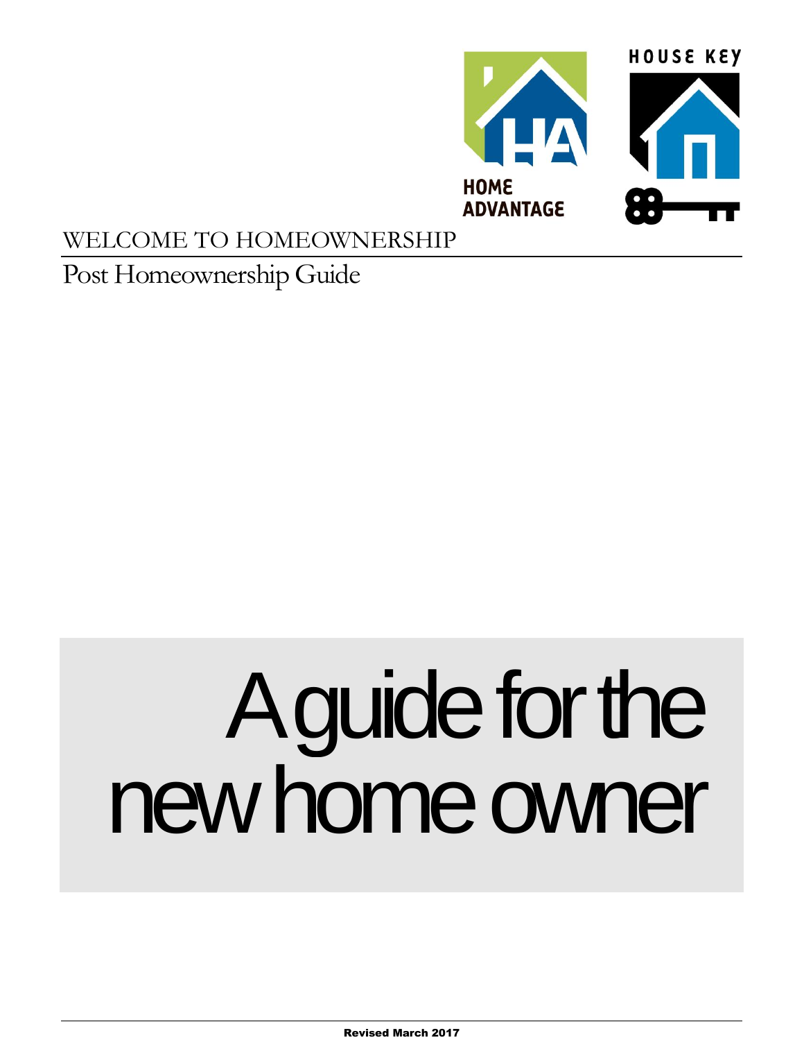HOME ADVANTAGE

HOUSE KEY

WELCOME TO HOMEOWNERSHIP

# Post Homeownership Guide

# A guide for the new home owner

Revised March 2017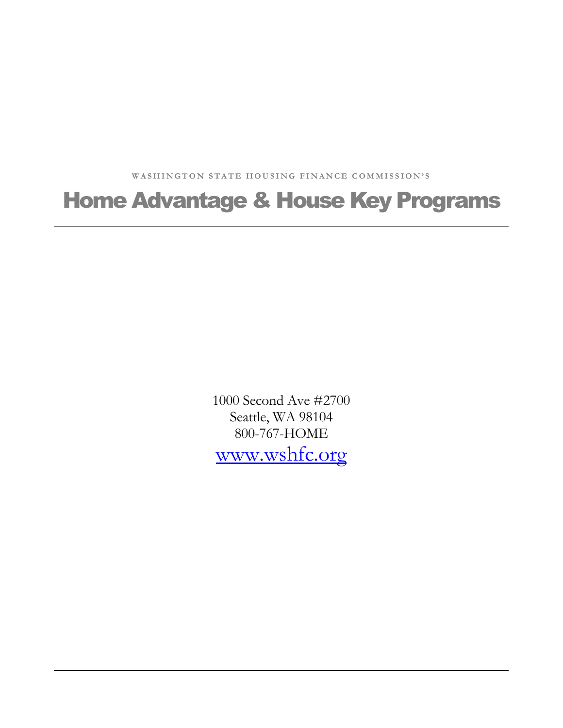WASHINGTON STATE HOUSING FINANCE COMMISSION'S

# Home Advantage & House Key Programs

---

1000 Second Ave #2700
Seattle, WA 98104
800-767-HOME
[www.wshfc.org](http://www.wshfc.org)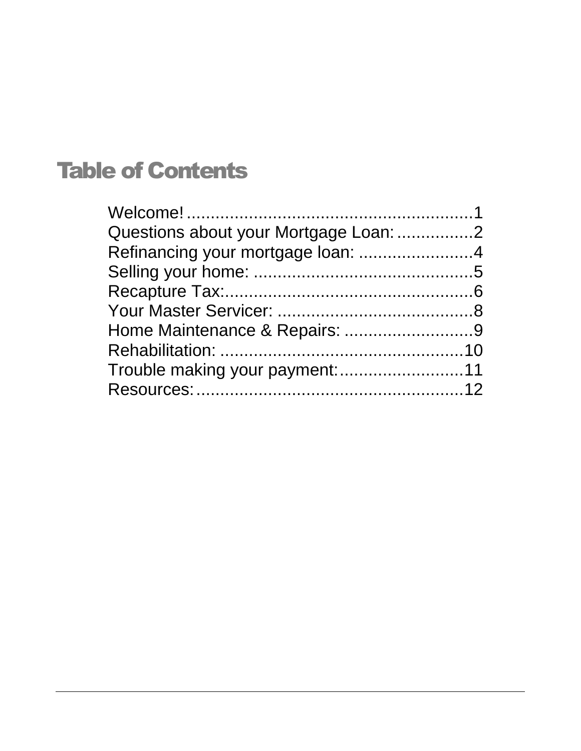# Table of Contents

Welcome! ............................................................1
Questions about your Mortgage Loan: ................2
Refinancing your mortgage loan: ........................4
Selling your home: ..............................................5
Recapture Tax:.....................................................6
Your Master Servicer: .........................................8
Home Maintenance & Repairs: ...........................9
Rehabilitation: ...................................................10
Trouble making your payment:..........................11
Resources:........................................................12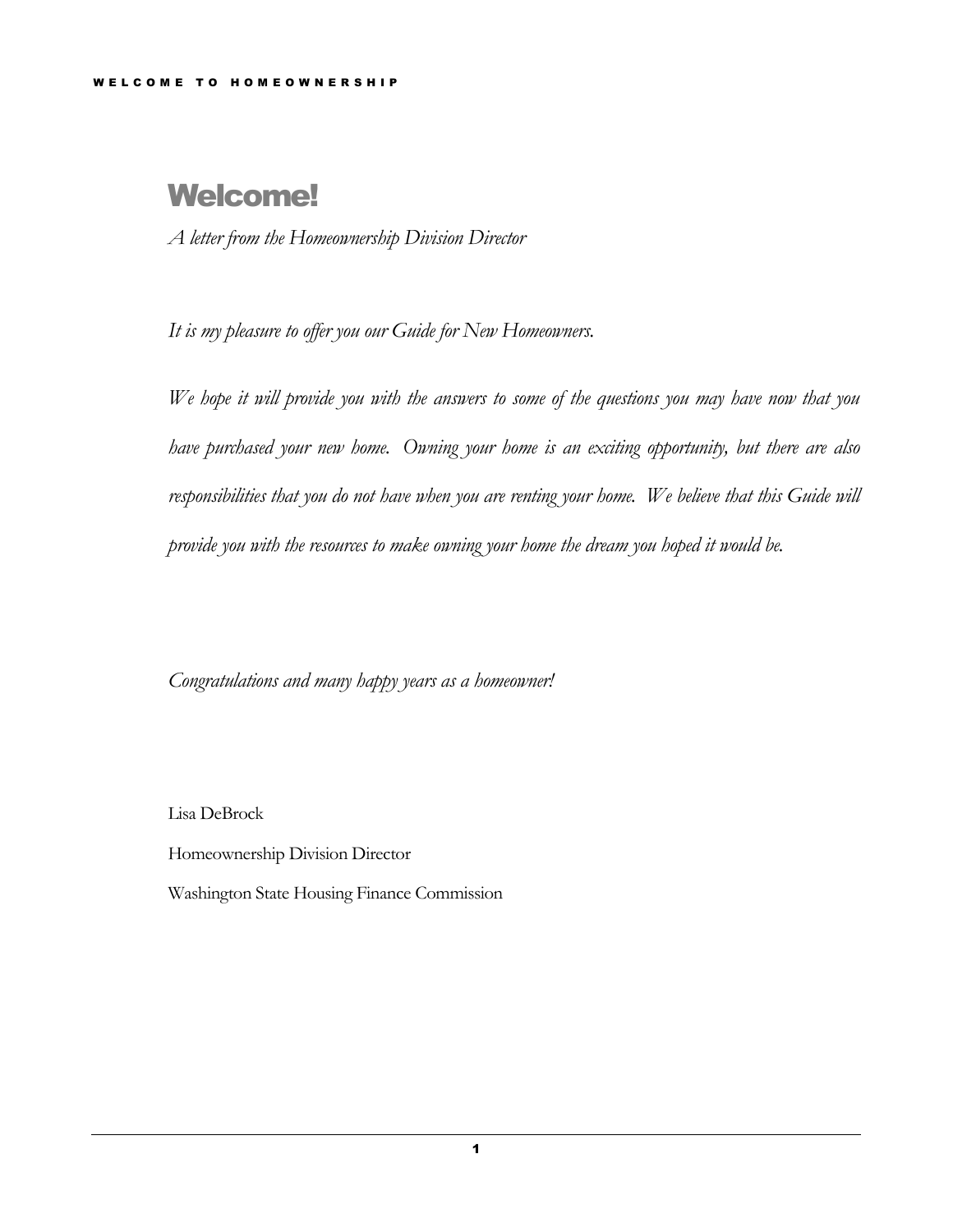# Welcome!

*A letter from the Homeownership Division Director*

*It is my pleasure to offer you our Guide for New Homeowners.*

*We hope it will provide you with the answers to some of the questions you may have now that you have purchased your new home. Owning your home is an exciting opportunity, but there are also responsibilities that you do not have when you are renting your home. We believe that this Guide will provide you with the resources to make owning your home the dream you hoped it would be.*

*Congratulations and many happy years as a homeowner!*

Lisa DeBrock

Homeownership Division Director

Washington State Housing Finance Commission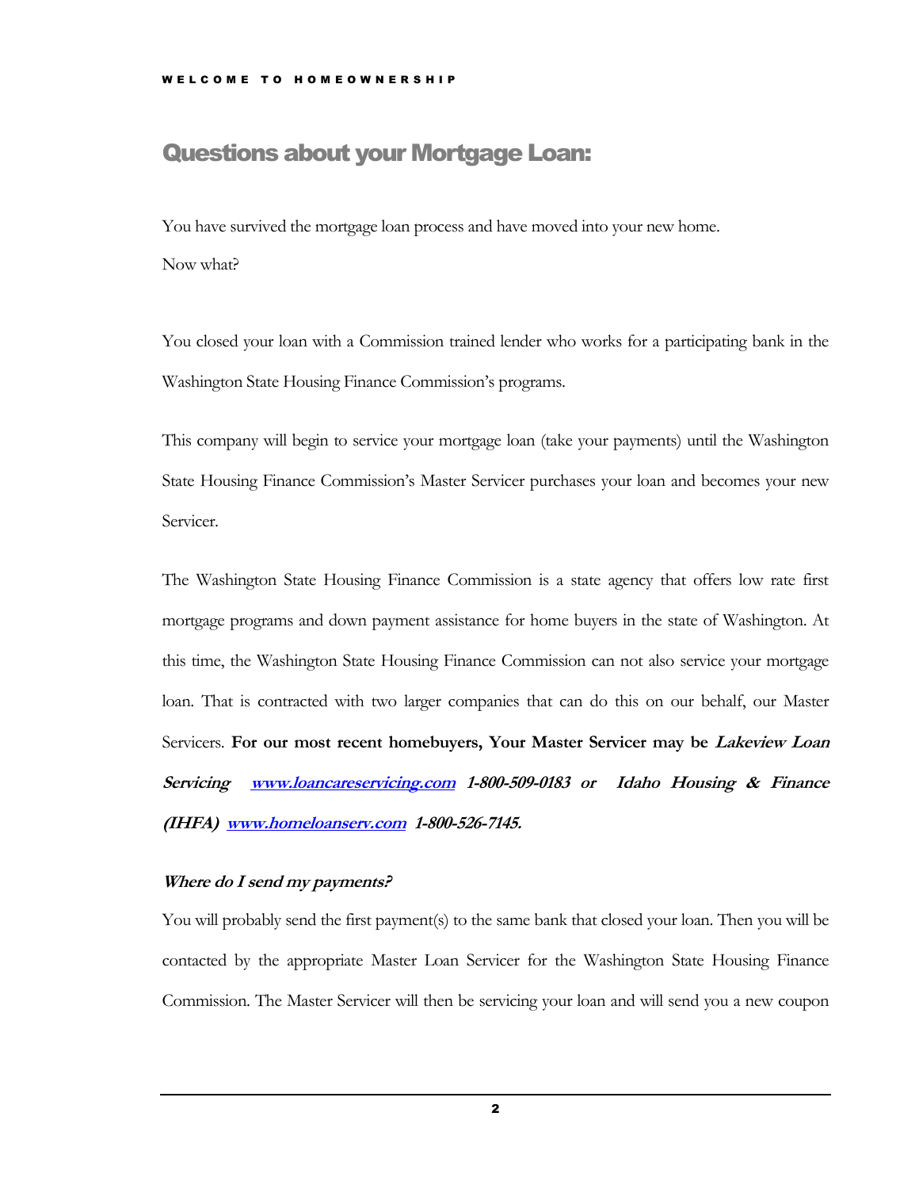## Questions about your Mortgage Loan:

You have survived the mortgage loan process and have moved into your new home.

Now what?

You closed your loan with a Commission trained lender who works for a participating bank in the Washington State Housing Finance Commission's programs.

This company will begin to service your mortgage loan (take your payments) until the Washington State Housing Finance Commission's Master Servicer purchases your loan and becomes your new Servicer.

The Washington State Housing Finance Commission is a state agency that offers low rate first mortgage programs and down payment assistance for home buyers in the state of Washington. At this time, the Washington State Housing Finance Commission can not also service your mortgage loan. That is contracted with two larger companies that can do this on our behalf, our Master Servicers. **For our most recent homebuyers, Your Master Servicer may be *Lakeview Loan Servicing* [*www.loancareservicing.com*](http://www.loancareservicing.com) *1-800-509-0183 or Idaho Housing & Finance (IHFA)* [*www.homeloanserv.com*](http://www.homeloanserv.com) *1-800-526-7145.***

***Where do I send my payments?***

You will probably send the first payment(s) to the same bank that closed your loan. Then you will be contacted by the appropriate Master Loan Servicer for the Washington State Housing Finance Commission. The Master Servicer will then be servicing your loan and will send you a new coupon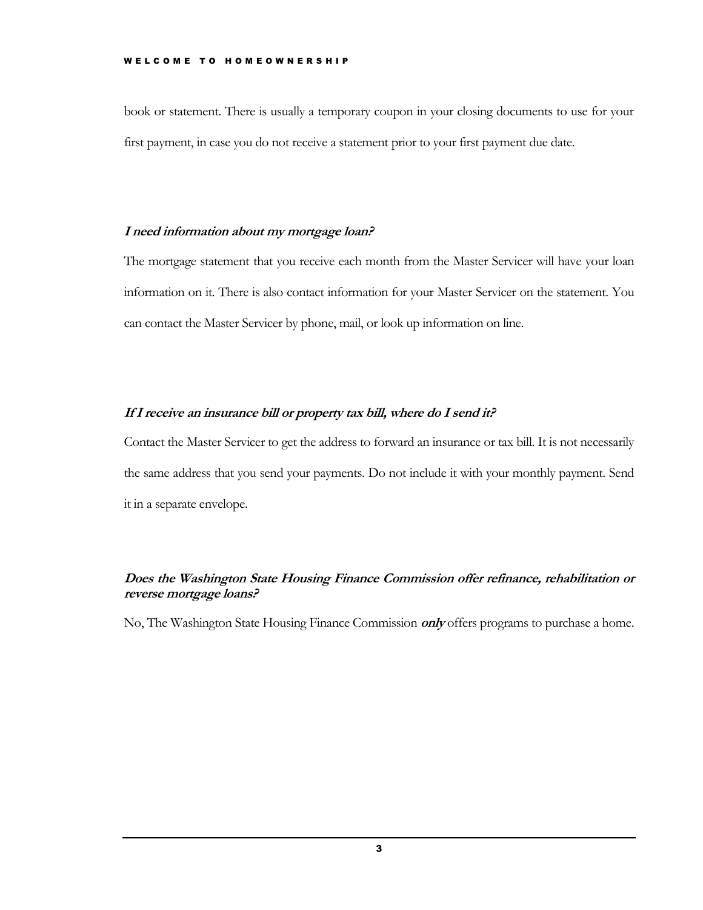book or statement. There is usually a temporary coupon in your closing documents to use for your first payment, in case you do not receive a statement prior to your first payment due date.

### *I need information about my mortgage loan?*

The mortgage statement that you receive each month from the Master Servicer will have your loan information on it. There is also contact information for your Master Servicer on the statement. You can contact the Master Servicer by phone, mail, or look up information on line.

### *If I receive an insurance bill or property tax bill, where do I send it?*

Contact the Master Servicer to get the address to forward an insurance or tax bill. It is not necessarily the same address that you send your payments. Do not include it with your monthly payment. Send it in a separate envelope.

### *Does the Washington State Housing Finance Commission offer refinance, rehabilitation or reverse mortgage loans?*

No, The Washington State Housing Finance Commission ***only*** offers programs to purchase a home.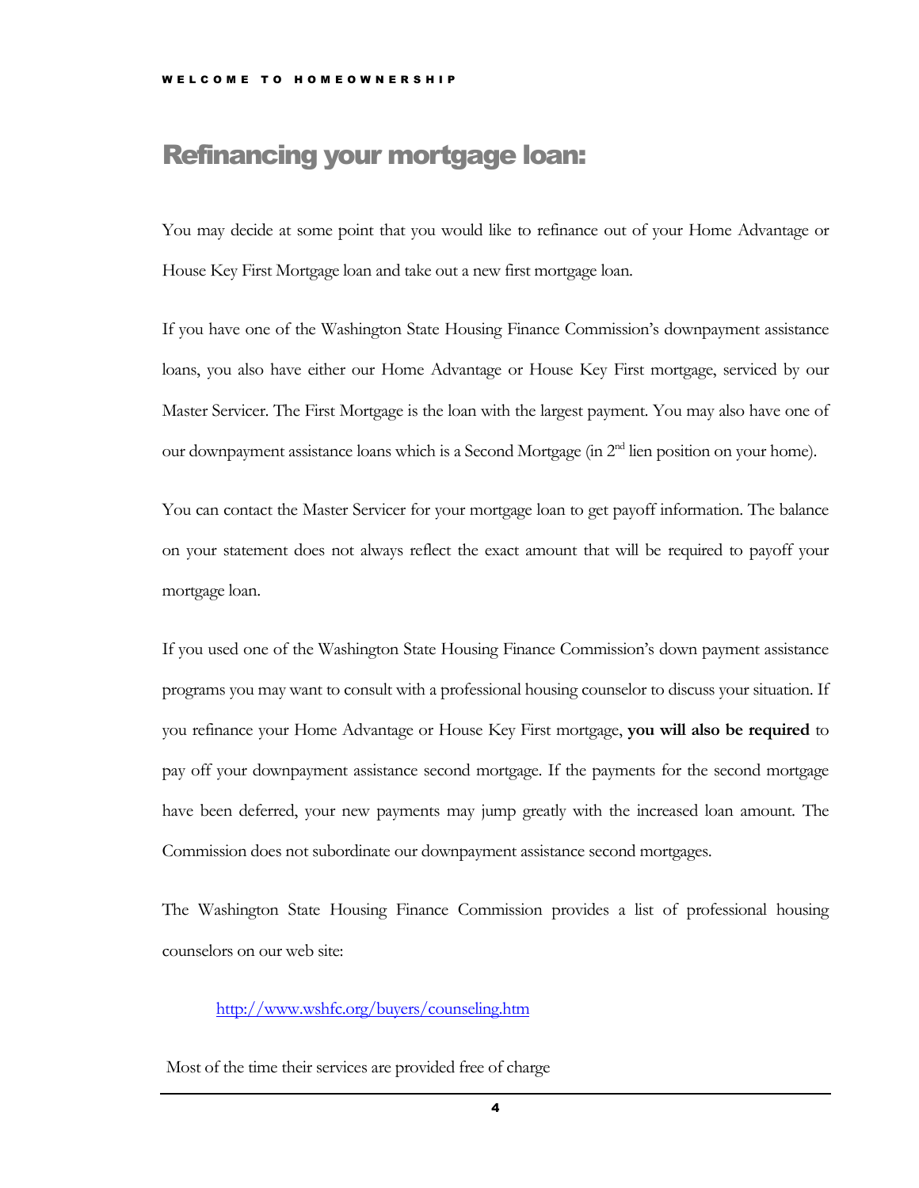# Refinancing your mortgage loan:

You may decide at some point that you would like to refinance out of your Home Advantage or House Key First Mortgage loan and take out a new first mortgage loan.

If you have one of the Washington State Housing Finance Commission's downpayment assistance loans, you also have either our Home Advantage or House Key First mortgage, serviced by our Master Servicer. The First Mortgage is the loan with the largest payment. You may also have one of our downpayment assistance loans which is a Second Mortgage (in 2nd lien position on your home).

You can contact the Master Servicer for your mortgage loan to get payoff information. The balance on your statement does not always reflect the exact amount that will be required to payoff your mortgage loan.

If you used one of the Washington State Housing Finance Commission's down payment assistance programs you may want to consult with a professional housing counselor to discuss your situation. If you refinance your Home Advantage or House Key First mortgage, **you will also be required** to pay off your downpayment assistance second mortgage. If the payments for the second mortgage have been deferred, your new payments may jump greatly with the increased loan amount. The Commission does not subordinate our downpayment assistance second mortgages.

The Washington State Housing Finance Commission provides a list of professional housing counselors on our web site:

http://www.wshfc.org/buyers/counseling.htm

Most of the time their services are provided free of charge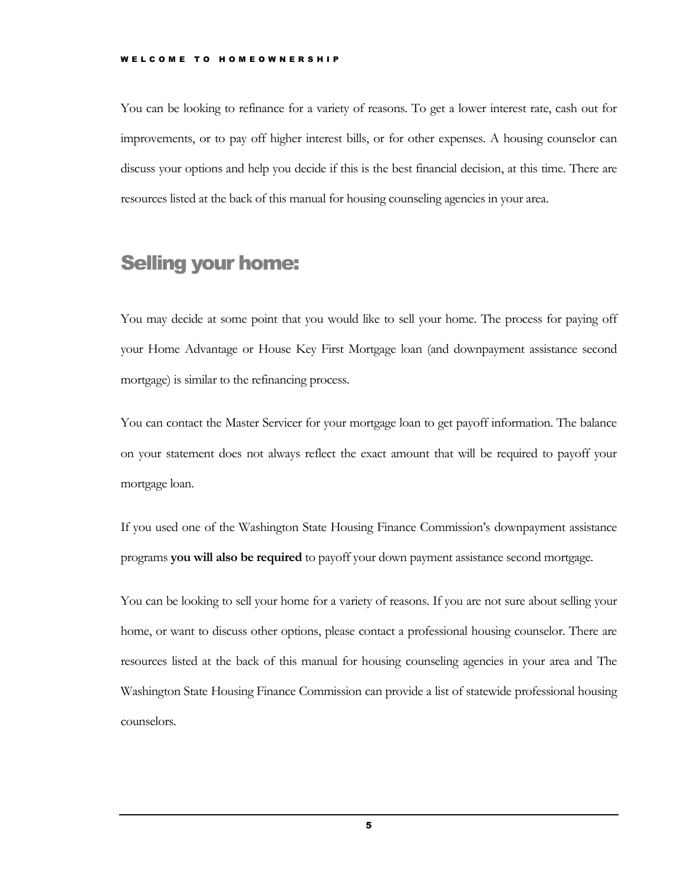You can be looking to refinance for a variety of reasons. To get a lower interest rate, cash out for improvements, or to pay off higher interest bills, or for other expenses. A housing counselor can discuss your options and help you decide if this is the best financial decision, at this time. There are resources listed at the back of this manual for housing counseling agencies in your area.

## Selling your home:

You may decide at some point that you would like to sell your home. The process for paying off your Home Advantage or House Key First Mortgage loan (and downpayment assistance second mortgage) is similar to the refinancing process.

You can contact the Master Servicer for your mortgage loan to get payoff information. The balance on your statement does not always reflect the exact amount that will be required to payoff your mortgage loan.

If you used one of the Washington State Housing Finance Commission's downpayment assistance programs **you will also be required** to payoff your down payment assistance second mortgage.

You can be looking to sell your home for a variety of reasons. If you are not sure about selling your home, or want to discuss other options, please contact a professional housing counselor. There are resources listed at the back of this manual for housing counseling agencies in your area and The Washington State Housing Finance Commission can provide a list of statewide professional housing counselors.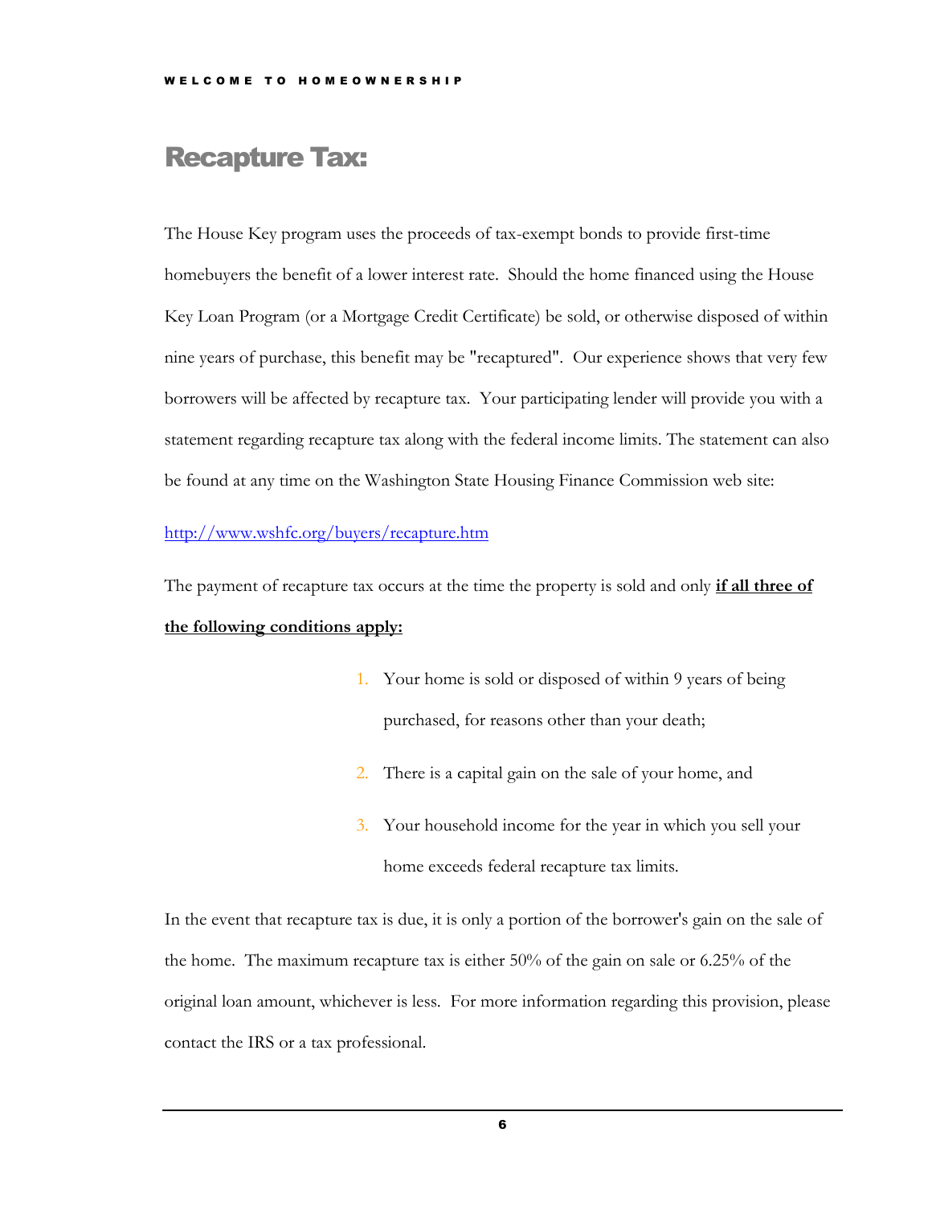# Recapture Tax:

The House Key program uses the proceeds of tax-exempt bonds to provide first-time homebuyers the benefit of a lower interest rate. Should the home financed using the House Key Loan Program (or a Mortgage Credit Certificate) be sold, or otherwise disposed of within nine years of purchase, this benefit may be "recaptured". Our experience shows that very few borrowers will be affected by recapture tax. Your participating lender will provide you with a statement regarding recapture tax along with the federal income limits. The statement can also be found at any time on the Washington State Housing Finance Commission web site:

[http://www.wshfc.org/buyers/recapture.htm](http://www.wshfc.org/buyers/recapture.htm)

The payment of recapture tax occurs at the time the property is sold and only **if all three of the following conditions apply:**

1. Your home is sold or disposed of within 9 years of being purchased, for reasons other than your death;
2. There is a capital gain on the sale of your home, and
3. Your household income for the year in which you sell your home exceeds federal recapture tax limits.

In the event that recapture tax is due, it is only a portion of the borrower's gain on the sale of the home. The maximum recapture tax is either 50% of the gain on sale or 6.25% of the original loan amount, whichever is less. For more information regarding this provision, please contact the IRS or a tax professional.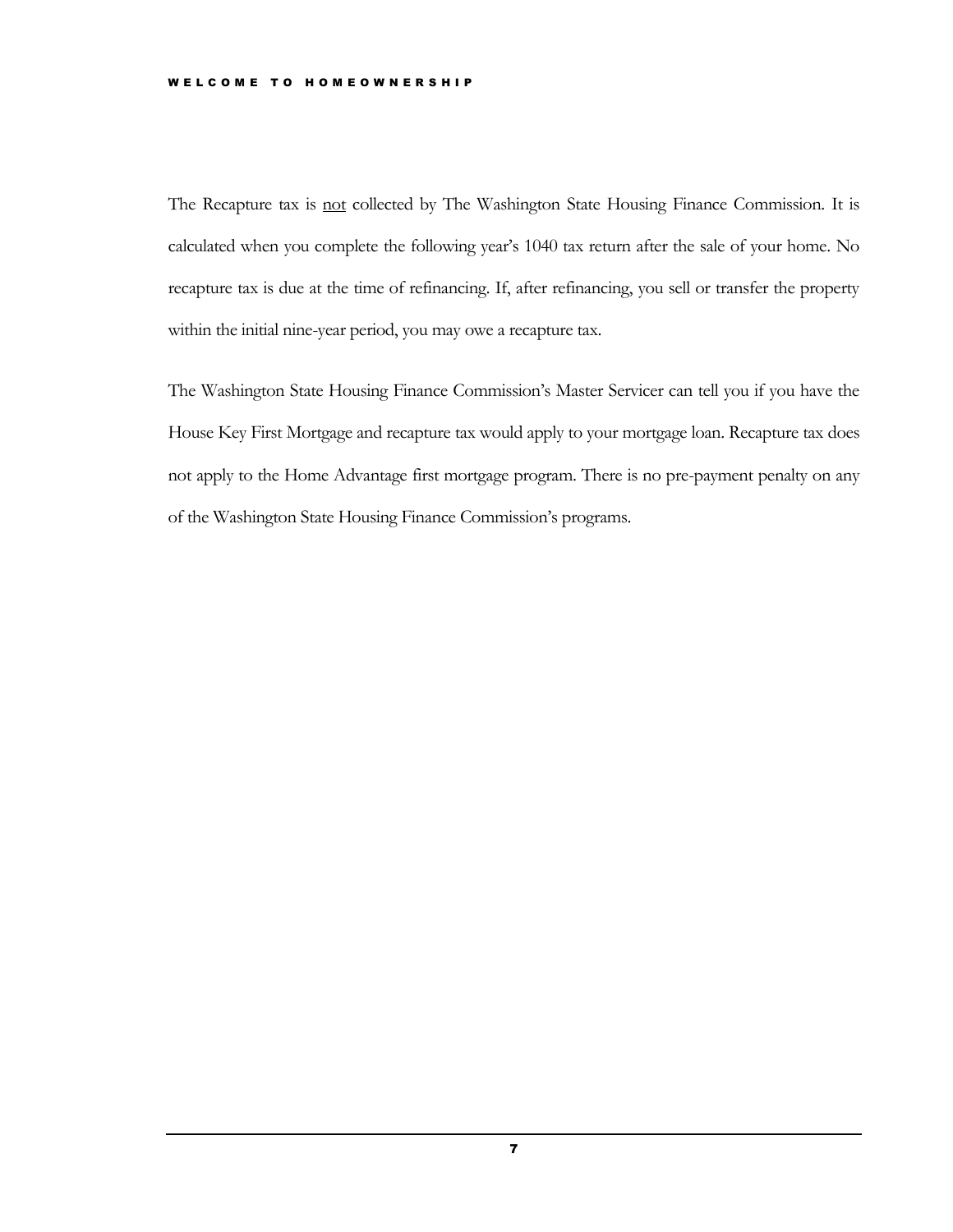The Recapture tax is <u>not</u> collected by The Washington State Housing Finance Commission. It is calculated when you complete the following year's 1040 tax return after the sale of your home. No recapture tax is due at the time of refinancing. If, after refinancing, you sell or transfer the property within the initial nine-year period, you may owe a recapture tax.

The Washington State Housing Finance Commission's Master Servicer can tell you if you have the House Key First Mortgage and recapture tax would apply to your mortgage loan. Recapture tax does not apply to the Home Advantage first mortgage program. There is no pre-payment penalty on any of the Washington State Housing Finance Commission's programs.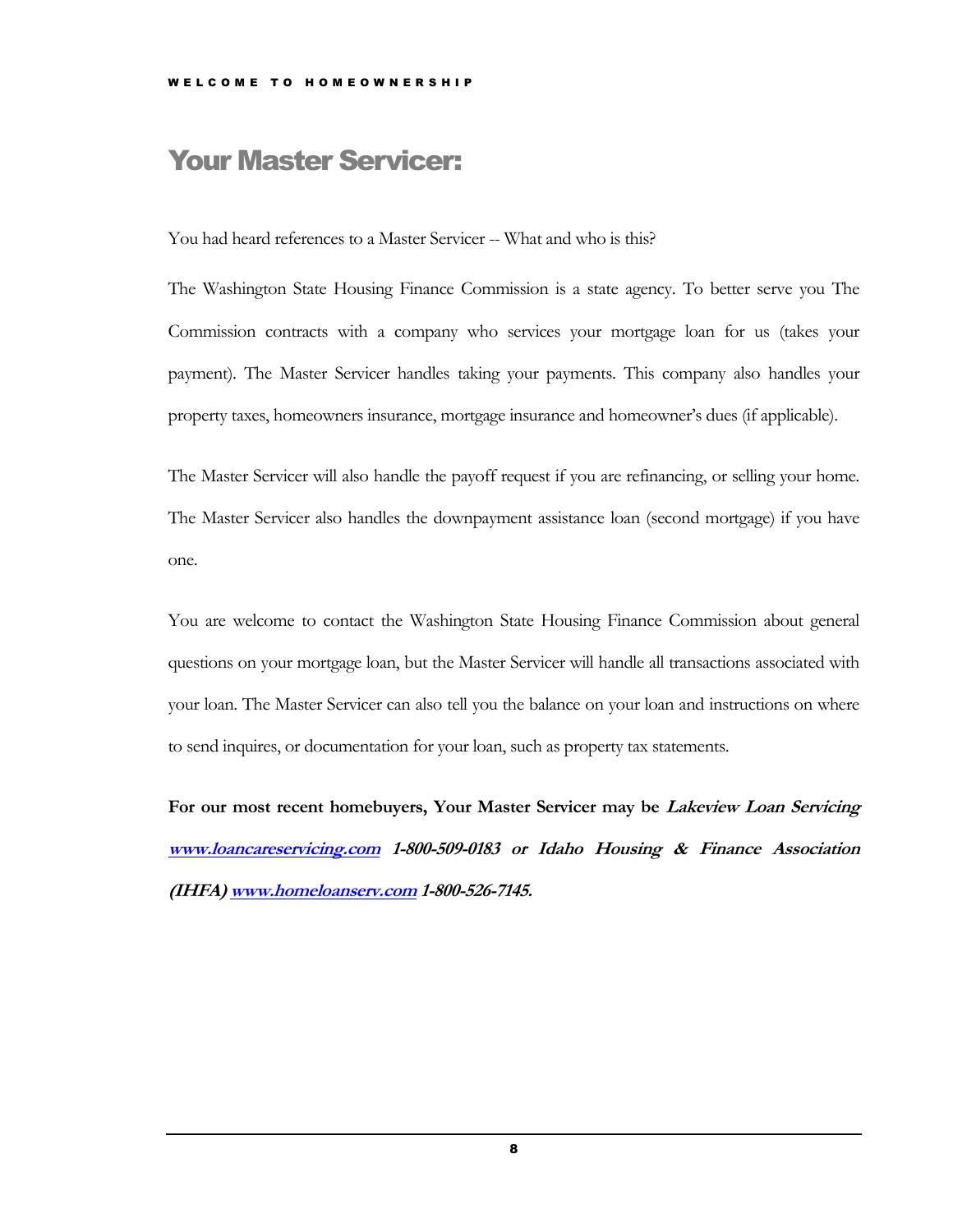# Your Master Servicer:

You had heard references to a Master Servicer -- What and who is this?

The Washington State Housing Finance Commission is a state agency. To better serve you The Commission contracts with a company who services your mortgage loan for us (takes your payment). The Master Servicer handles taking your payments. This company also handles your property taxes, homeowners insurance, mortgage insurance and homeowner's dues (if applicable).

The Master Servicer will also handle the payoff request if you are refinancing, or selling your home. The Master Servicer also handles the downpayment assistance loan (second mortgage) if you have one.

You are welcome to contact the Washington State Housing Finance Commission about general questions on your mortgage loan, but the Master Servicer will handle all transactions associated with your loan. The Master Servicer can also tell you the balance on your loan and instructions on where to send inquires, or documentation for your loan, such as property tax statements.

**For our most recent homebuyers, Your Master Servicer may be *Lakeview Loan Servicing* *[www.loancareservicing.com](http://www.loancareservicing.com)* *1-800-509-0183 or Idaho Housing & Finance Association (IHFA)* *[www.homeloanserv.com](http://www.homeloanserv.com)* *1-800-526-7145.***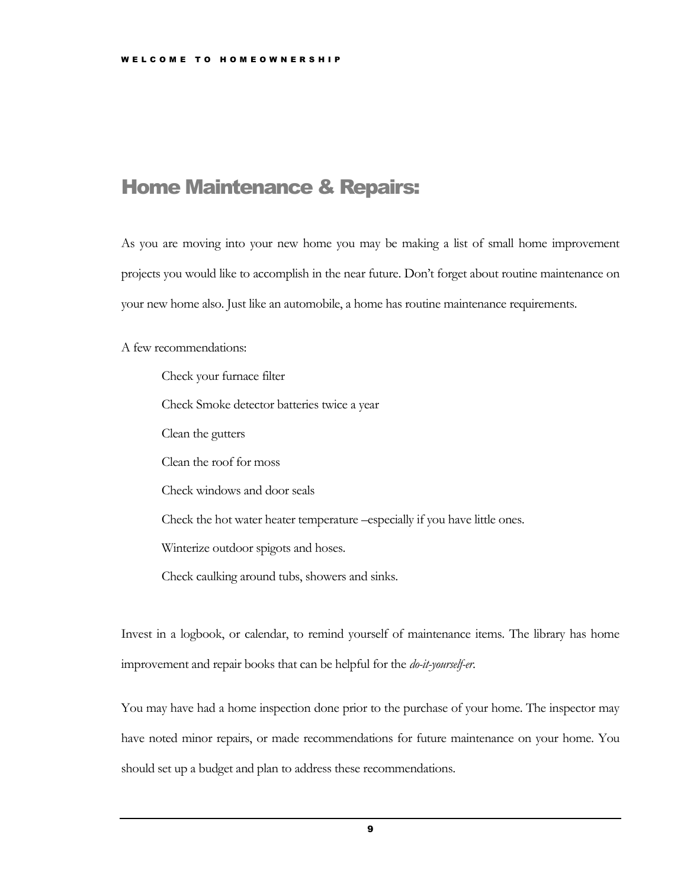## Home Maintenance & Repairs:

As you are moving into your new home you may be making a list of small home improvement projects you would like to accomplish in the near future. Don't forget about routine maintenance on your new home also. Just like an automobile, a home has routine maintenance requirements.

A few recommendations:

- Check your furnace filter
- Check Smoke detector batteries twice a year
- Clean the gutters
- Clean the roof for moss
- Check windows and door seals
- Check the hot water heater temperature –especially if you have little ones.
- Winterize outdoor spigots and hoses.
- Check caulking around tubs, showers and sinks.

Invest in a logbook, or calendar, to remind yourself of maintenance items. The library has home improvement and repair books that can be helpful for the *do-it-yourself-er*.

You may have had a home inspection done prior to the purchase of your home. The inspector may have noted minor repairs, or made recommendations for future maintenance on your home. You should set up a budget and plan to address these recommendations.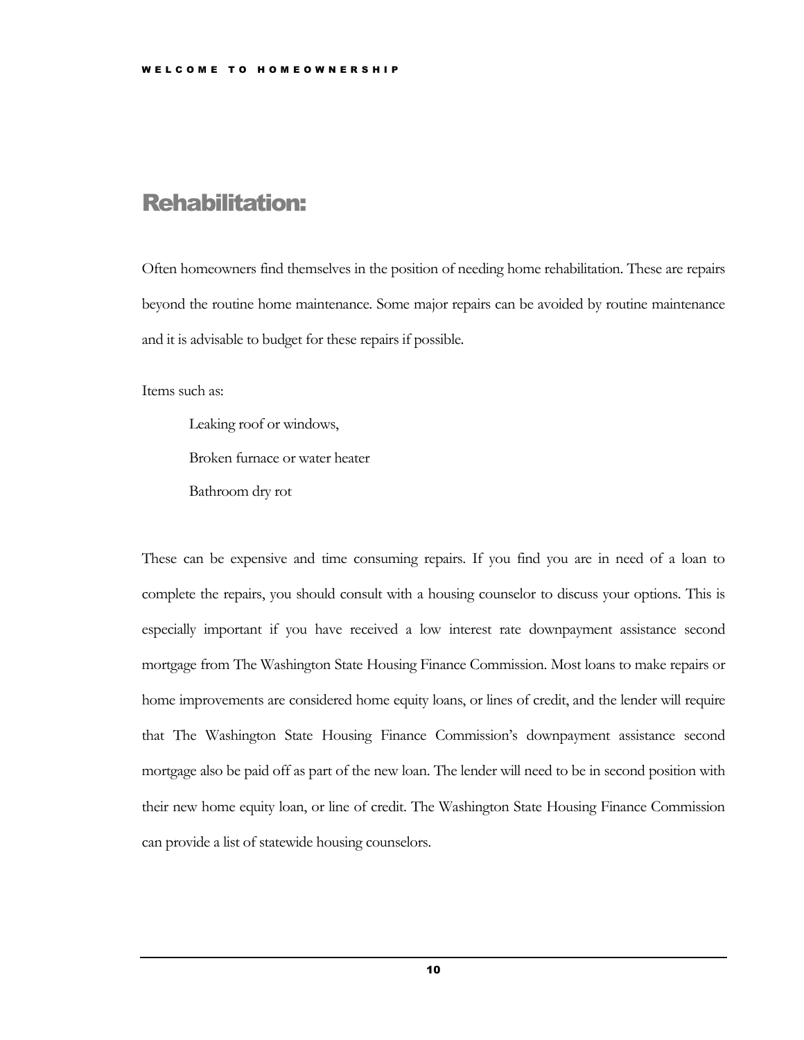## Rehabilitation:

Often homeowners find themselves in the position of needing home rehabilitation. These are repairs beyond the routine home maintenance. Some major repairs can be avoided by routine maintenance and it is advisable to budget for these repairs if possible.

Items such as:

- Leaking roof or windows,
- Broken furnace or water heater
- Bathroom dry rot

These can be expensive and time consuming repairs. If you find you are in need of a loan to complete the repairs, you should consult with a housing counselor to discuss your options. This is especially important if you have received a low interest rate downpayment assistance second mortgage from The Washington State Housing Finance Commission. Most loans to make repairs or home improvements are considered home equity loans, or lines of credit, and the lender will require that The Washington State Housing Finance Commission's downpayment assistance second mortgage also be paid off as part of the new loan. The lender will need to be in second position with their new home equity loan, or line of credit. The Washington State Housing Finance Commission can provide a list of statewide housing counselors.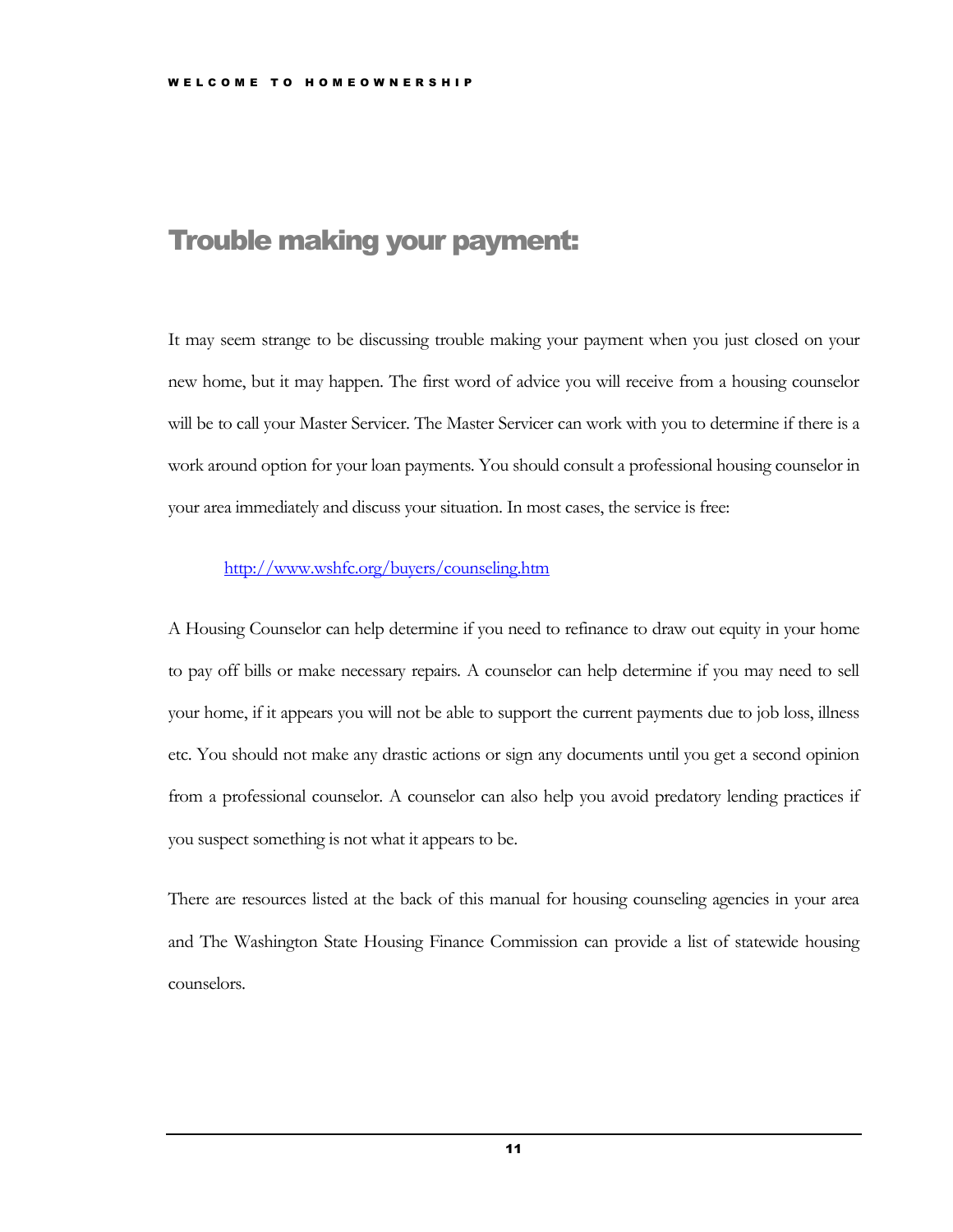# Trouble making your payment:

It may seem strange to be discussing trouble making your payment when you just closed on your new home, but it may happen. The first word of advice you will receive from a housing counselor will be to call your Master Servicer. The Master Servicer can work with you to determine if there is a work around option for your loan payments. You should consult a professional housing counselor in your area immediately and discuss your situation. In most cases, the service is free:

> [http://www.wshfc.org/buyers/counseling.htm](http://www.wshfc.org/buyers/counseling.htm)

A Housing Counselor can help determine if you need to refinance to draw out equity in your home to pay off bills or make necessary repairs. A counselor can help determine if you may need to sell your home, if it appears you will not be able to support the current payments due to job loss, illness etc. You should not make any drastic actions or sign any documents until you get a second opinion from a professional counselor. A counselor can also help you avoid predatory lending practices if you suspect something is not what it appears to be.

There are resources listed at the back of this manual for housing counseling agencies in your area and The Washington State Housing Finance Commission can provide a list of statewide housing counselors.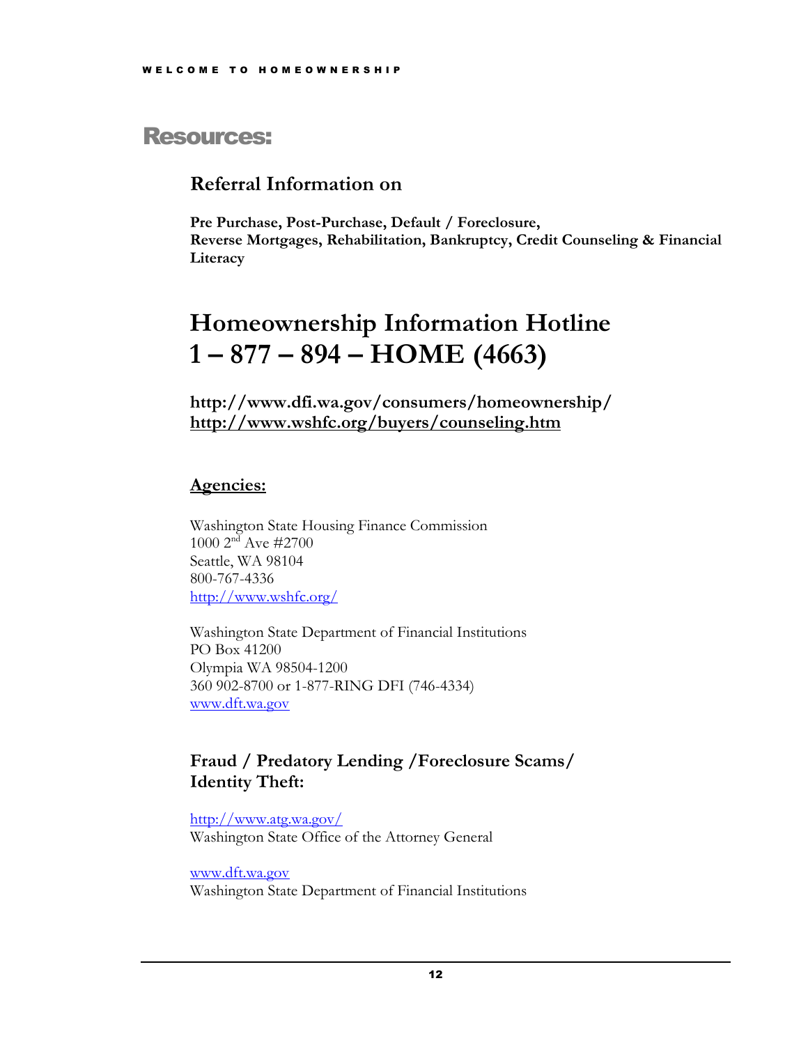## Resources:

### Referral Information on

**Pre Purchase, Post-Purchase, Default / Foreclosure,**
**Reverse Mortgages, Rehabilitation, Bankruptcy, Credit Counseling & Financial Literacy**

# Homeownership Information Hotline
# 1 – 877 – 894 – HOME (4663)

**http://www.dfi.wa.gov/consumers/homeownership/**
**http://www.wshfc.org/buyers/counseling.htm**

### Agencies:

Washington State Housing Finance Commission
1000 2nd Ave #2700
Seattle, WA 98104
800-767-4336
http://www.wshfc.org/

Washington State Department of Financial Institutions
PO Box 41200
Olympia WA 98504-1200
360 902-8700 or 1-877-RING DFI (746-4334)
www.dft.wa.gov

### Fraud / Predatory Lending /Foreclosure Scams/ Identity Theft:

http://www.atg.wa.gov/
Washington State Office of the Attorney General

www.dft.wa.gov
Washington State Department of Financial Institutions